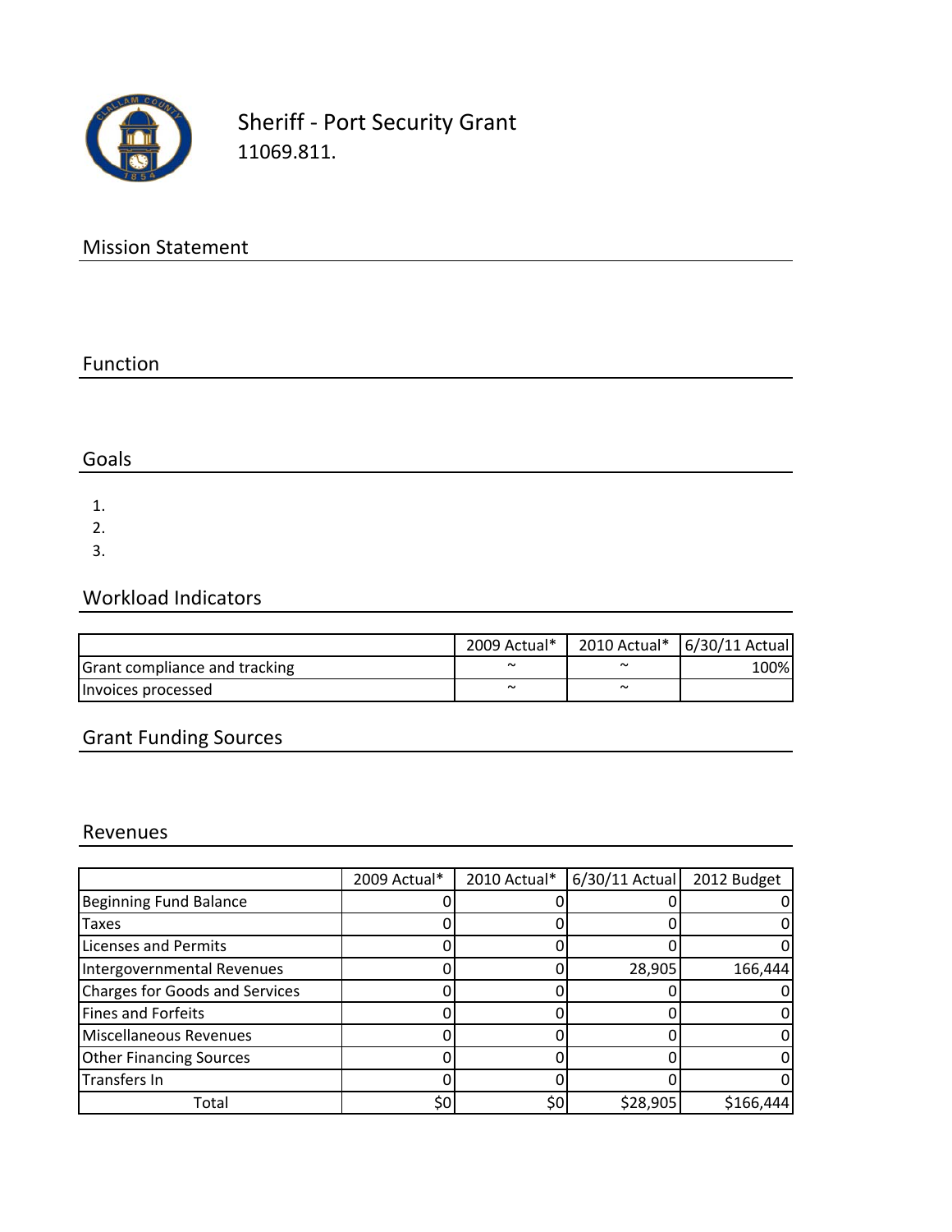# Sheriff - Port Security Grant

11069.811.

## Mission Statement

## Function

## Goals

1. 
2. 
3. 

## Workload Indicators

| | 2009 Actual* | 2010 Actual* | 6/30/11 Actual |
|---|---|---|---|
| Grant compliance and tracking | ~ | ~ | 100% |
| Invoices processed | ~ | ~ | |

## Grant Funding Sources

## Revenues

| | 2009 Actual* | 2010 Actual* | 6/30/11 Actual | 2012 Budget |
|---|---|---|---|---|
| Beginning Fund Balance | 0 | 0 | 0 | 0 |
| Taxes | 0 | 0 | 0 | 0 |
| Licenses and Permits | 0 | 0 | 0 | 0 |
| Intergovernmental Revenues | 0 | 0 | 28,905 | 166,444 |
| Charges for Goods and Services | 0 | 0 | 0 | 0 |
| Fines and Forfeits | 0 | 0 | 0 | 0 |
| Miscellaneous Revenues | 0 | 0 | 0 | 0 |
| Other Financing Sources | 0 | 0 | 0 | 0 |
| Transfers In | 0 | 0 | 0 | 0 |
| Total | $0 | $0 | $28,905 | $166,444 |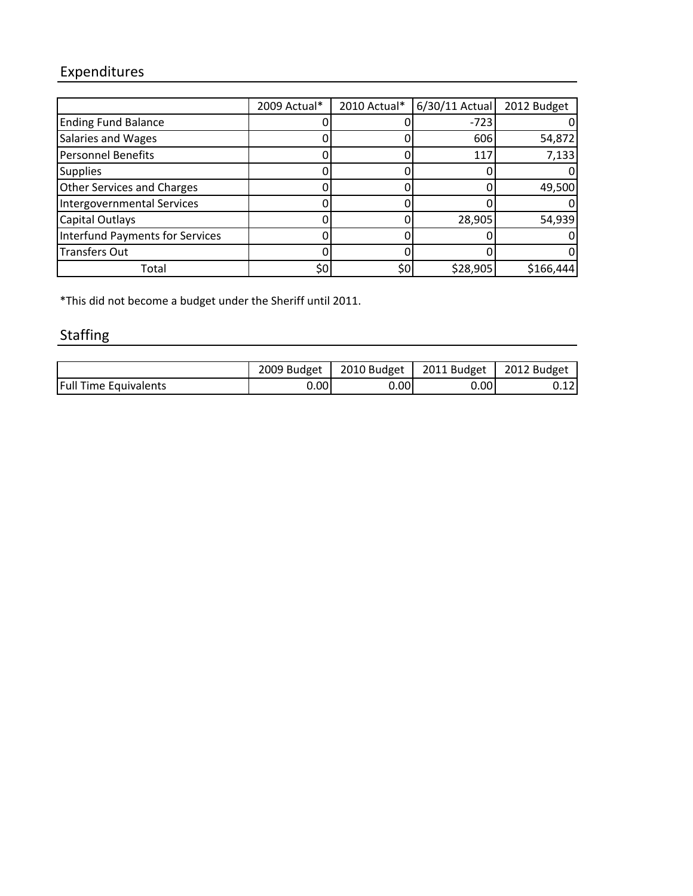## Expenditures

| | 2009 Actual* | 2010 Actual* | 6/30/11 Actual | 2012 Budget |
|---|---|---|---|---|
| Ending Fund Balance | 0 | 0 | -723 | 0 |
| Salaries and Wages | 0 | 0 | 606 | 54,872 |
| Personnel Benefits | 0 | 0 | 117 | 7,133 |
| Supplies | 0 | 0 | 0 | 0 |
| Other Services and Charges | 0 | 0 | 0 | 49,500 |
| Intergovernmental Services | 0 | 0 | 0 | 0 |
| Capital Outlays | 0 | 0 | 28,905 | 54,939 |
| Interfund Payments for Services | 0 | 0 | 0 | 0 |
| Transfers Out | 0 | 0 | 0 | 0 |
| Total | $0 | $0 | $28,905 | $166,444 |

*This did not become a budget under the Sheriff until 2011.

## Staffing

| | 2009 Budget | 2010 Budget | 2011 Budget | 2012 Budget |
|---|---|---|---|---|
| Full Time Equivalents | 0.00 | 0.00 | 0.00 | 0.12 |